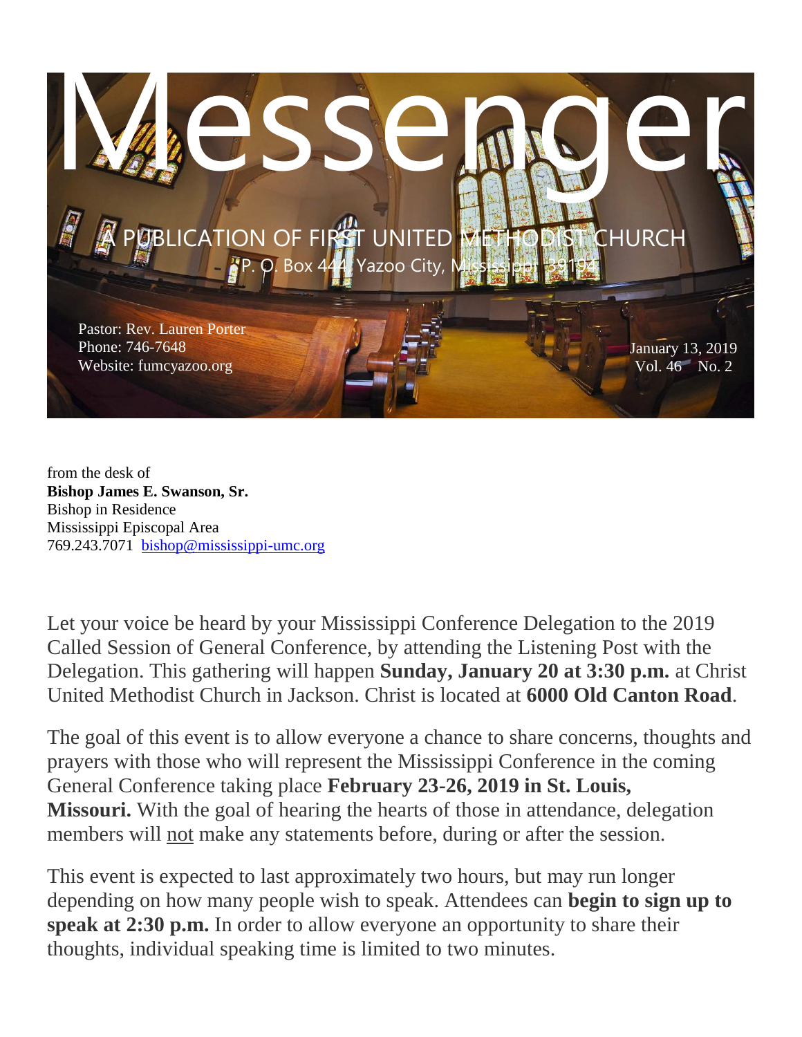# Messenger

A PUBLICATION OF FIRST UNITED METHODIST CHURCH

P. O. Box 444, Yazoo City, Mississippi 39194

Pastor: Rev. Lauren Porter
Phone: 746-7648
Website: fumcyazoo.org

January 13, 2019
Vol. 46 No. 2

from the desk of
**Bishop James E. Swanson, Sr.**
Bishop in Residence
Mississippi Episcopal Area
769.243.7071 bishop@mississippi-umc.org

Let your voice be heard by your Mississippi Conference Delegation to the 2019 Called Session of General Conference, by attending the Listening Post with the Delegation. This gathering will happen **Sunday, January 20 at 3:30 p.m.** at Christ United Methodist Church in Jackson. Christ is located at **6000 Old Canton Road**.

The goal of this event is to allow everyone a chance to share concerns, thoughts and prayers with those who will represent the Mississippi Conference in the coming General Conference taking place **February 23-26, 2019 in St. Louis, Missouri.** With the goal of hearing the hearts of those in attendance, delegation members will not make any statements before, during or after the session.

This event is expected to last approximately two hours, but may run longer depending on how many people wish to speak. Attendees can **begin to sign up to speak at 2:30 p.m.** In order to allow everyone an opportunity to share their thoughts, individual speaking time is limited to two minutes.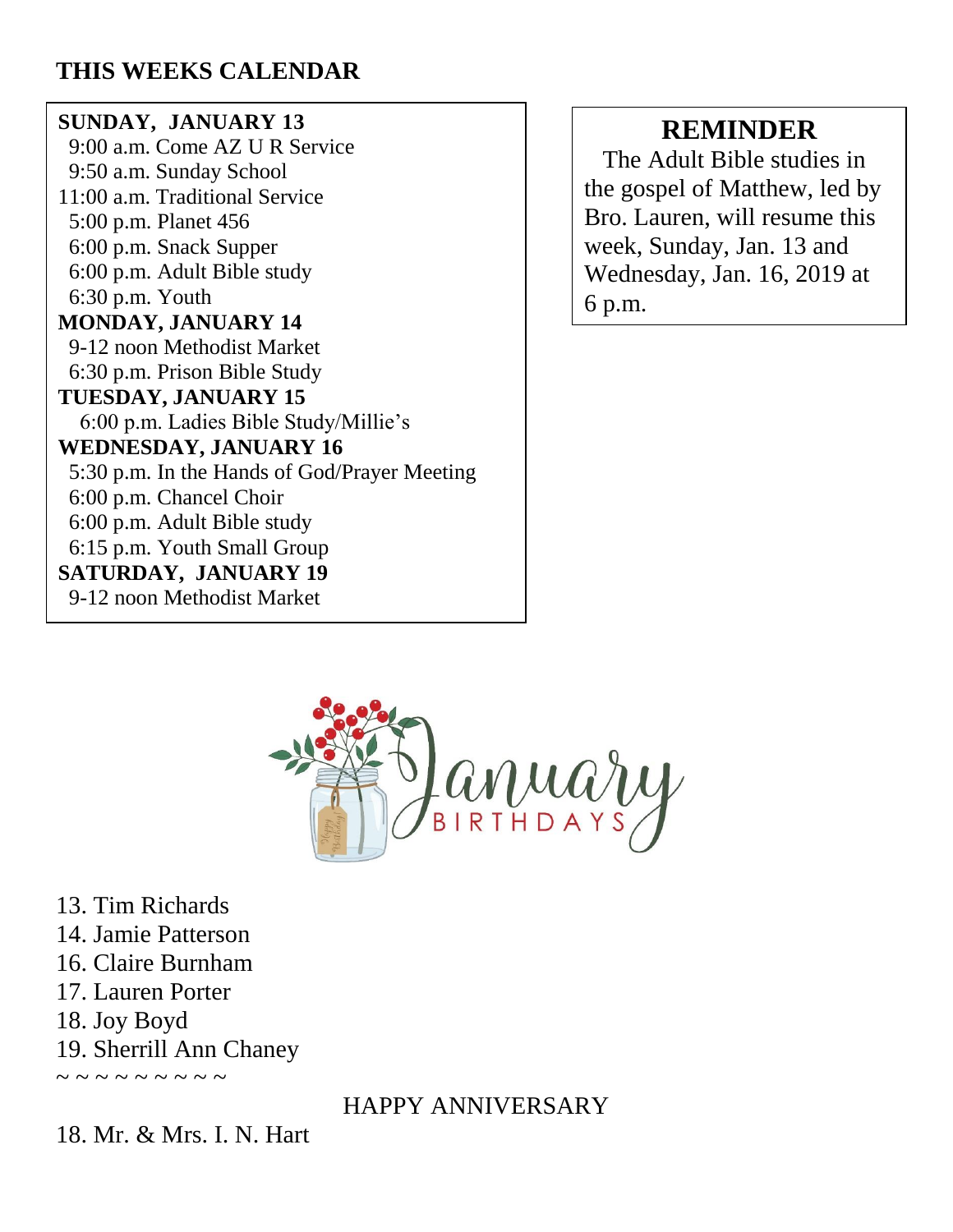## THIS WEEKS CALENDAR

**SUNDAY, JANUARY 13**
9:00 a.m. Come AZ U R Service
9:50 a.m. Sunday School
11:00 a.m. Traditional Service
5:00 p.m. Planet 456
6:00 p.m. Snack Supper
6:00 p.m. Adult Bible study
6:30 p.m. Youth

**MONDAY, JANUARY 14**
9-12 noon Methodist Market
6:30 p.m. Prison Bible Study

**TUESDAY, JANUARY 15**
6:00 p.m. Ladies Bible Study/Millie's

**WEDNESDAY, JANUARY 16**
5:30 p.m. In the Hands of God/Prayer Meeting
6:00 p.m. Chancel Choir
6:00 p.m. Adult Bible study
6:15 p.m. Youth Small Group

**SATURDAY, JANUARY 19**
9-12 noon Methodist Market

## REMINDER

The Adult Bible studies in the gospel of Matthew, led by Bro. Lauren, will resume this week, Sunday, Jan. 13 and Wednesday, Jan. 16, 2019 at 6 p.m.

January BIRTHDAYS

13. Tim Richards
14. Jamie Patterson
16. Claire Burnham
17. Lauren Porter
18. Joy Boyd
19. Sherrill Ann Chaney

~ ~ ~ ~ ~ ~ ~ ~ ~ ~

HAPPY ANNIVERSARY

18. Mr. & Mrs. I. N. Hart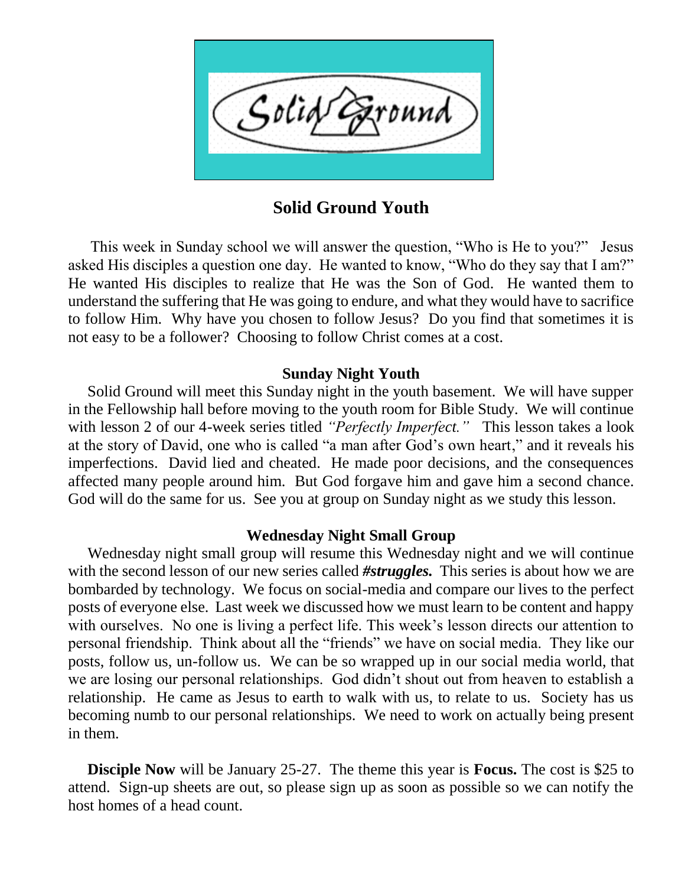Solid Ground

# Solid Ground Youth

This week in Sunday school we will answer the question, "Who is He to you?" Jesus asked His disciples a question one day. He wanted to know, "Who do they say that I am?" He wanted His disciples to realize that He was the Son of God. He wanted them to understand the suffering that He was going to endure, and what they would have to sacrifice to follow Him. Why have you chosen to follow Jesus? Do you find that sometimes it is not easy to be a follower? Choosing to follow Christ comes at a cost.

**Sunday Night Youth**

Solid Ground will meet this Sunday night in the youth basement. We will have supper in the Fellowship hall before moving to the youth room for Bible Study. We will continue with lesson 2 of our 4-week series titled *"Perfectly Imperfect."* This lesson takes a look at the story of David, one who is called "a man after God's own heart," and it reveals his imperfections. David lied and cheated. He made poor decisions, and the consequences affected many people around him. But God forgave him and gave him a second chance. God will do the same for us. See you at group on Sunday night as we study this lesson.

**Wednesday Night Small Group**

Wednesday night small group will resume this Wednesday night and we will continue with the second lesson of our new series called ***#struggles.*** This series is about how we are bombarded by technology. We focus on social-media and compare our lives to the perfect posts of everyone else. Last week we discussed how we must learn to be content and happy with ourselves. No one is living a perfect life. This week's lesson directs our attention to personal friendship. Think about all the "friends" we have on social media. They like our posts, follow us, un-follow us. We can be so wrapped up in our social media world, that we are losing our personal relationships. God didn't shout out from heaven to establish a relationship. He came as Jesus to earth to walk with us, to relate to us. Society has us becoming numb to our personal relationships. We need to work on actually being present in them.

**Disciple Now** will be January 25-27. The theme this year is **Focus.** The cost is $25 to attend. Sign-up sheets are out, so please sign up as soon as possible so we can notify the host homes of a head count.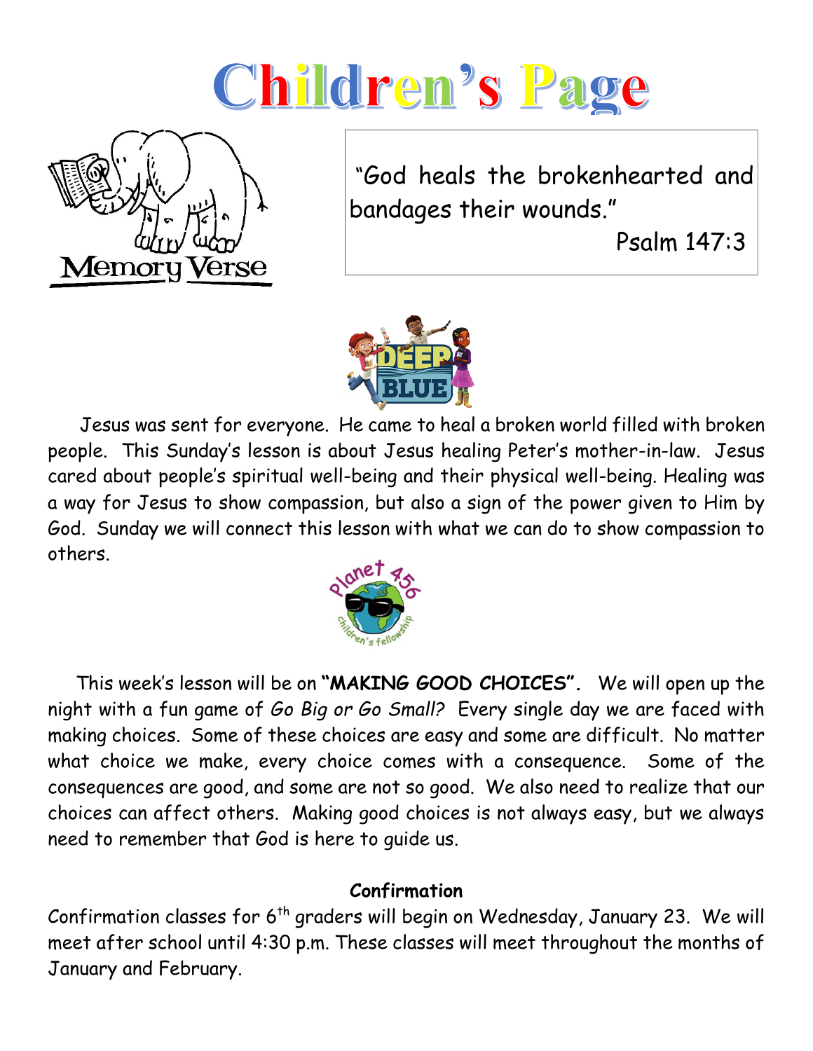# Children's Page

Memory Verse

"God heals the brokenhearted and bandages their wounds."

Psalm 147:3

DEEP BLUE

Jesus was sent for everyone. He came to heal a broken world filled with broken people. This Sunday's lesson is about Jesus healing Peter's mother-in-law. Jesus cared about people's spiritual well-being and their physical well-being. Healing was a way for Jesus to show compassion, but also a sign of the power given to Him by God. Sunday we will connect this lesson with what we can do to show compassion to others.

Planet 456 children's fellowship

This week's lesson will be on **"MAKING GOOD CHOICES".** We will open up the night with a fun game of *Go Big or Go Small?* Every single day we are faced with making choices. Some of these choices are easy and some are difficult. No matter what choice we make, every choice comes with a consequence. Some of the consequences are good, and some are not so good. We also need to realize that our choices can affect others. Making good choices is not always easy, but we always need to remember that God is here to guide us.

**Confirmation**

Confirmation classes for 6th graders will begin on Wednesday, January 23. We will meet after school until 4:30 p.m. These classes will meet throughout the months of January and February.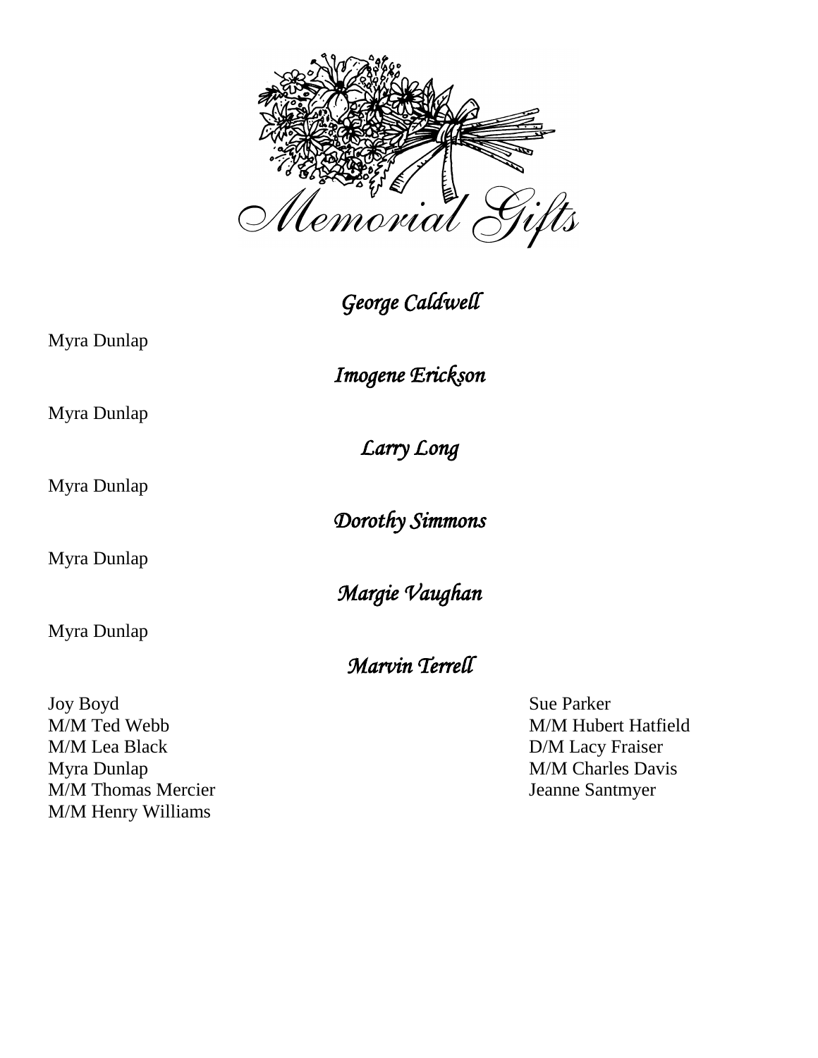# Memorial Gifts

### *George Caldwell*

Myra Dunlap

### *Imogene Erickson*

Myra Dunlap

### *Larry Long*

Myra Dunlap

### *Dorothy Simmons*

Myra Dunlap

### *Margie Vaughan*

Myra Dunlap

### *Marvin Terrell*

Joy Boyd
M/M Ted Webb
M/M Lea Black
Myra Dunlap
M/M Thomas Mercier
M/M Henry Williams
Sue Parker
M/M Hubert Hatfield
D/M Lacy Fraiser
M/M Charles Davis
Jeanne Santmyer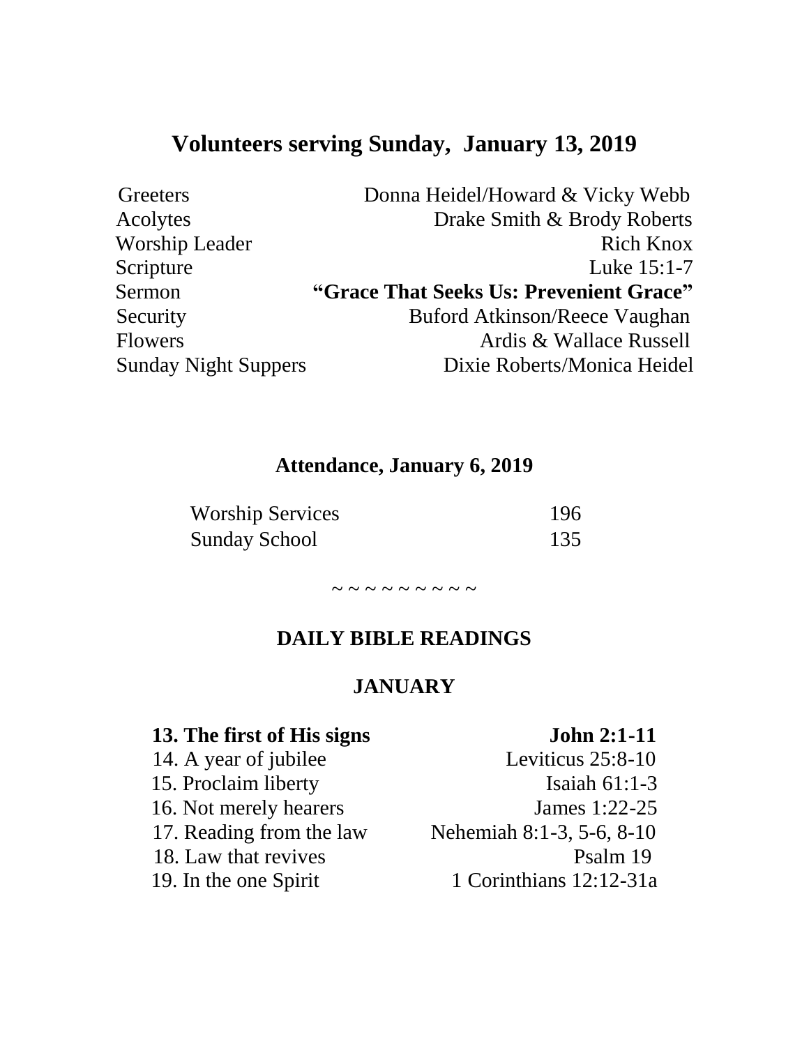## Volunteers serving Sunday, January 13, 2019

| | |
|---|---|
| Greeters | Donna Heidel/Howard & Vicky Webb |
| Acolytes | Drake Smith & Brody Roberts |
| Worship Leader | Rich Knox |
| Scripture | Luke 15:1-7 |
| Sermon | **"Grace That Seeks Us: Prevenient Grace"** |
| Security | Buford Atkinson/Reece Vaughan |
| Flowers | Ardis & Wallace Russell |
| Sunday Night Suppers | Dixie Roberts/Monica Heidel |

### Attendance, January 6, 2019

| | |
|---|---|
| Worship Services | 196 |
| Sunday School | 135 |

~ ~ ~ ~ ~ ~ ~ ~ ~

### DAILY BIBLE READINGS

### JANUARY

| | |
|---|---|
| **13. The first of His signs** | **John 2:1-11** |
| 14. A year of jubilee | Leviticus 25:8-10 |
| 15. Proclaim liberty | Isaiah 61:1-3 |
| 16. Not merely hearers | James 1:22-25 |
| 17. Reading from the law | Nehemiah 8:1-3, 5-6, 8-10 |
| 18. Law that revives | Psalm 19 |
| 19. In the one Spirit | 1 Corinthians 12:12-31a |